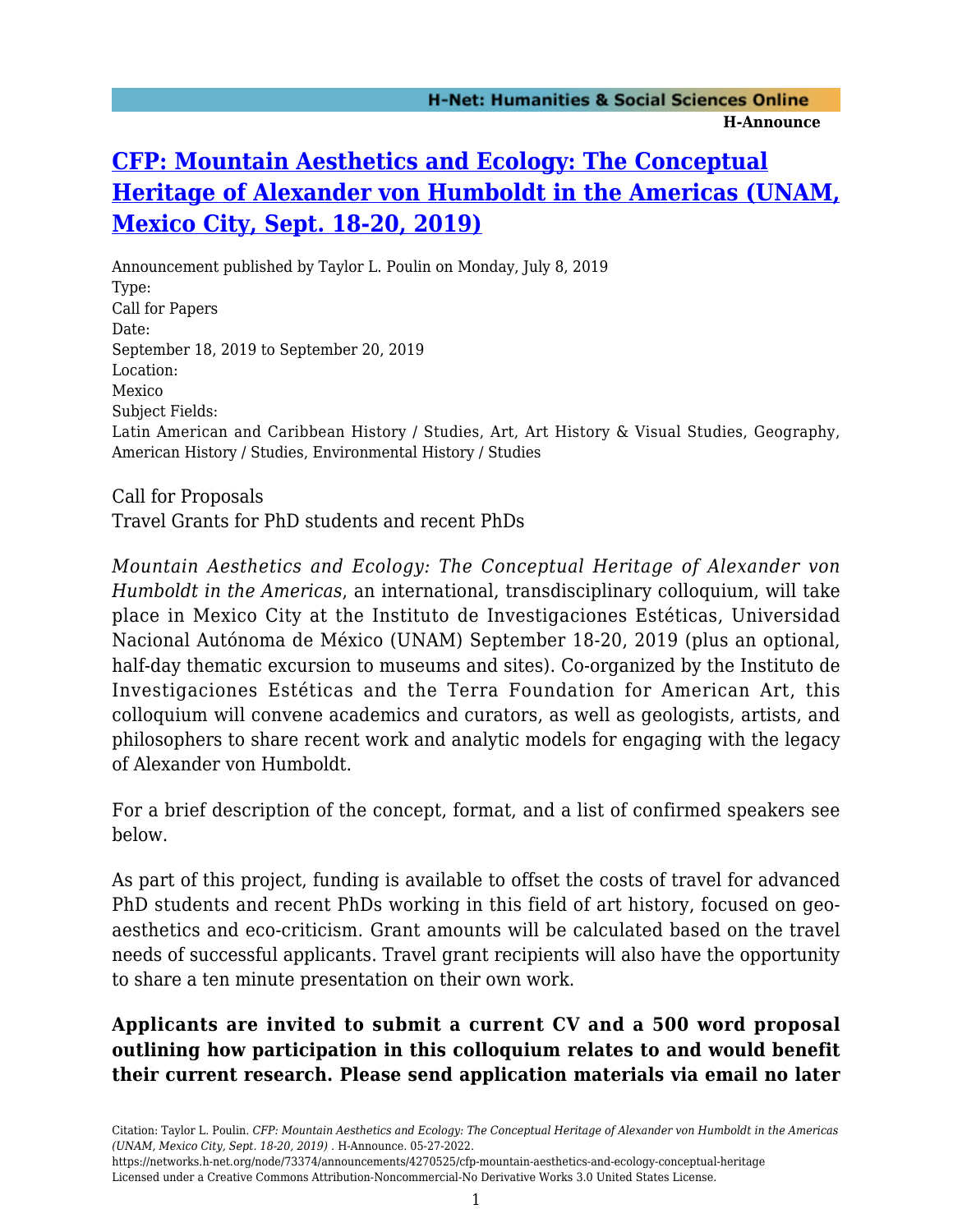# CFP: Mountain Aesthetics and Ecology: The Conceptual Heritage of Alexander von Humboldt in the Americas (UNAM, Mexico City, Sept. 18-20, 2019)

Announcement published by Taylor L. Poulin on Monday, July 8, 2019

Type:
Call for Papers

Date:
September 18, 2019 to September 20, 2019

Location:
Mexico

Subject Fields:
Latin American and Caribbean History / Studies, Art, Art History & Visual Studies, Geography, American History / Studies, Environmental History / Studies

Call for Proposals
Travel Grants for PhD students and recent PhDs

*Mountain Aesthetics and Ecology: The Conceptual Heritage of Alexander von Humboldt in the Americas*, an international, transdisciplinary colloquium, will take place in Mexico City at the Instituto de Investigaciones Estéticas, Universidad Nacional Autónoma de México (UNAM) September 18-20, 2019 (plus an optional, half-day thematic excursion to museums and sites). Co-organized by the Instituto de Investigaciones Estéticas and the Terra Foundation for American Art, this colloquium will convene academics and curators, as well as geologists, artists, and philosophers to share recent work and analytic models for engaging with the legacy of Alexander von Humboldt.

For a brief description of the concept, format, and a list of confirmed speakers see below.

As part of this project, funding is available to offset the costs of travel for advanced PhD students and recent PhDs working in this field of art history, focused on geo-aesthetics and eco-criticism. Grant amounts will be calculated based on the travel needs of successful applicants. Travel grant recipients will also have the opportunity to share a ten minute presentation on their own work.

**Applicants are invited to submit a current CV and a 500 word proposal outlining how participation in this colloquium relates to and would benefit their current research. Please send application materials via email no later**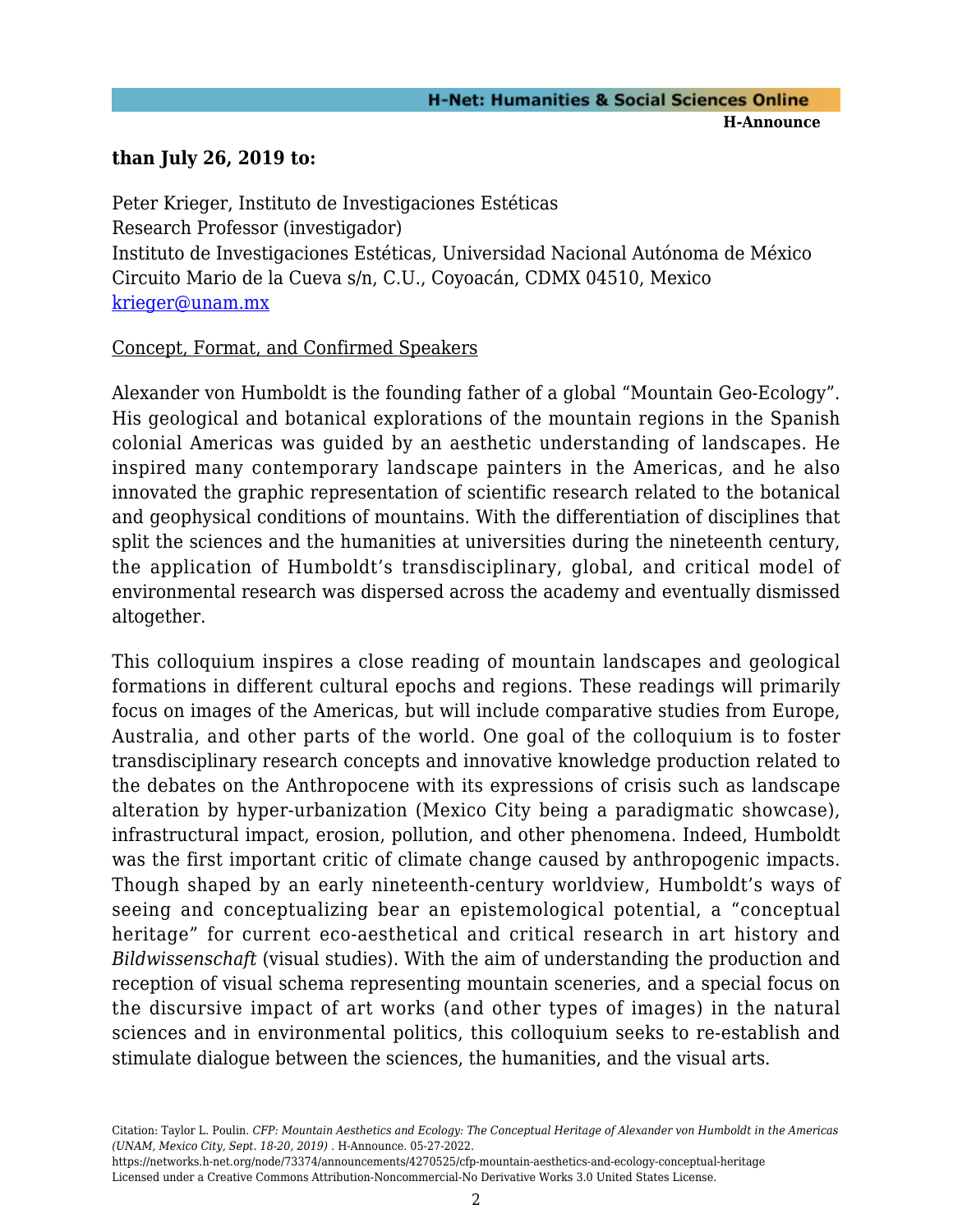**than July 26, 2019 to:**

Peter Krieger, Instituto de Investigaciones Estéticas
Research Professor (investigador)
Instituto de Investigaciones Estéticas, Universidad Nacional Autónoma de México
Circuito Mario de la Cueva s/n, C.U., Coyoacán, CDMX 04510, Mexico
krieger@unam.mx

Concept, Format, and Confirmed Speakers

Alexander von Humboldt is the founding father of a global "Mountain Geo-Ecology". His geological and botanical explorations of the mountain regions in the Spanish colonial Americas was guided by an aesthetic understanding of landscapes. He inspired many contemporary landscape painters in the Americas, and he also innovated the graphic representation of scientific research related to the botanical and geophysical conditions of mountains. With the differentiation of disciplines that split the sciences and the humanities at universities during the nineteenth century, the application of Humboldt's transdisciplinary, global, and critical model of environmental research was dispersed across the academy and eventually dismissed altogether.

This colloquium inspires a close reading of mountain landscapes and geological formations in different cultural epochs and regions. These readings will primarily focus on images of the Americas, but will include comparative studies from Europe, Australia, and other parts of the world. One goal of the colloquium is to foster transdisciplinary research concepts and innovative knowledge production related to the debates on the Anthropocene with its expressions of crisis such as landscape alteration by hyper-urbanization (Mexico City being a paradigmatic showcase), infrastructural impact, erosion, pollution, and other phenomena. Indeed, Humboldt was the first important critic of climate change caused by anthropogenic impacts. Though shaped by an early nineteenth-century worldview, Humboldt's ways of seeing and conceptualizing bear an epistemological potential, a "conceptual heritage" for current eco-aesthetical and critical research in art history and *Bildwissenschaft* (visual studies). With the aim of understanding the production and reception of visual schema representing mountain sceneries, and a special focus on the discursive impact of art works (and other types of images) in the natural sciences and in environmental politics, this colloquium seeks to re-establish and stimulate dialogue between the sciences, the humanities, and the visual arts.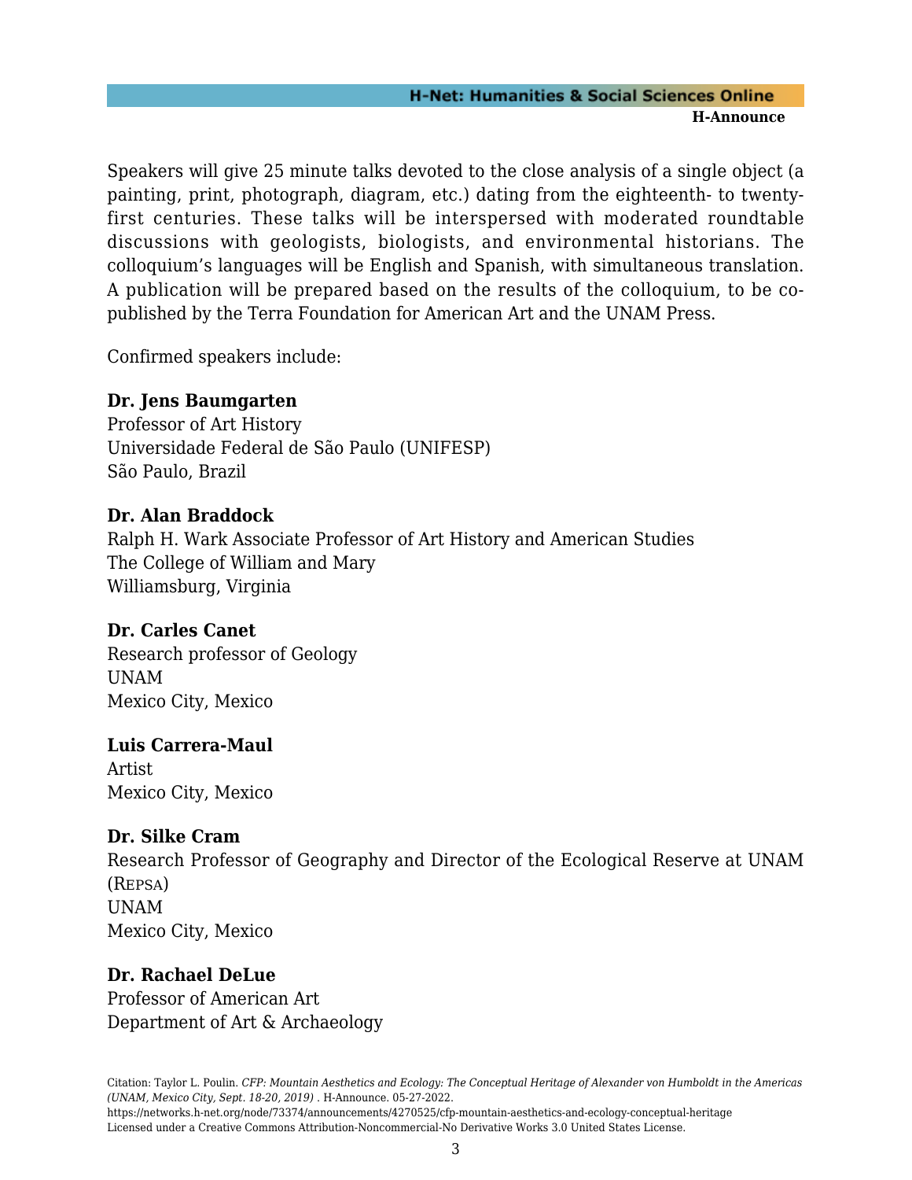Speakers will give 25 minute talks devoted to the close analysis of a single object (a painting, print, photograph, diagram, etc.) dating from the eighteenth- to twenty-first centuries. These talks will be interspersed with moderated roundtable discussions with geologists, biologists, and environmental historians. The colloquium's languages will be English and Spanish, with simultaneous translation. A publication will be prepared based on the results of the colloquium, to be co-published by the Terra Foundation for American Art and the UNAM Press.

Confirmed speakers include:

**Dr. Jens Baumgarten**
Professor of Art History
Universidade Federal de São Paulo (UNIFESP)
São Paulo, Brazil

**Dr. Alan Braddock**
Ralph H. Wark Associate Professor of Art History and American Studies
The College of William and Mary
Williamsburg, Virginia

**Dr. Carles Canet**
Research professor of Geology
UNAM
Mexico City, Mexico

**Luis Carrera-Maul**
Artist
Mexico City, Mexico

**Dr. Silke Cram**
Research Professor of Geography and Director of the Ecological Reserve at UNAM (REPSA)
UNAM
Mexico City, Mexico

**Dr. Rachael DeLue**
Professor of American Art
Department of Art & Archaeology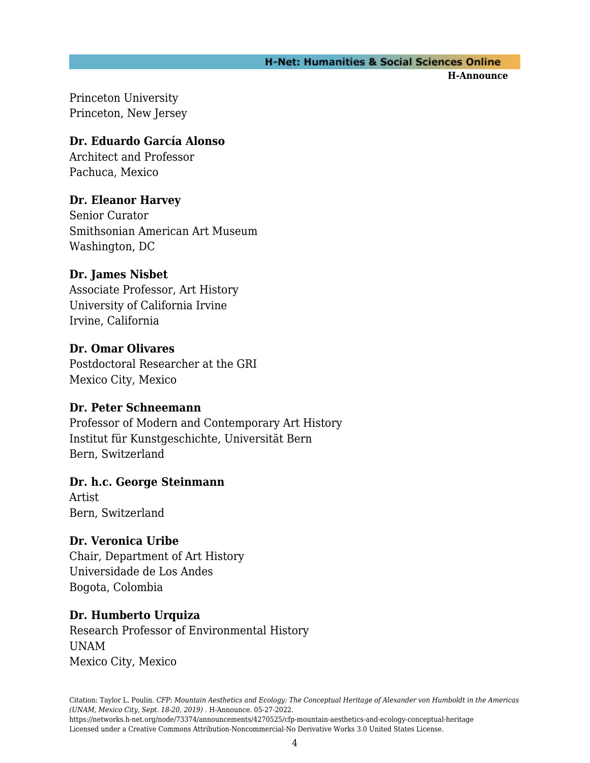Princeton University
Princeton, New Jersey

**Dr. Eduardo García Alonso**
Architect and Professor
Pachuca, Mexico

**Dr. Eleanor Harvey**
Senior Curator
Smithsonian American Art Museum
Washington, DC

**Dr. James Nisbet**
Associate Professor, Art History
University of California Irvine
Irvine, California

**Dr. Omar Olivares**
Postdoctoral Researcher at the GRI
Mexico City, Mexico

**Dr. Peter Schneemann**
Professor of Modern and Contemporary Art History
Institut für Kunstgeschichte, Universität Bern
Bern, Switzerland

**Dr. h.c. George Steinmann**
Artist
Bern, Switzerland

**Dr. Veronica Uribe**
Chair, Department of Art History
Universidade de Los Andes
Bogota, Colombia

**Dr. Humberto Urquiza**
Research Professor of Environmental History
UNAM
Mexico City, Mexico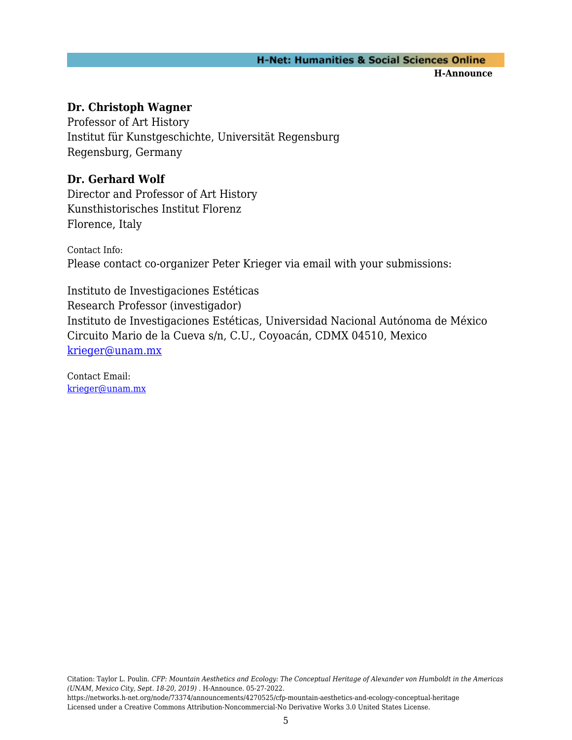**Dr. Christoph Wagner**
Professor of Art History
Institut für Kunstgeschichte, Universität Regensburg
Regensburg, Germany

**Dr. Gerhard Wolf**
Director and Professor of Art History
Kunsthistorisches Institut Florenz
Florence, Italy

Contact Info:
Please contact co-organizer Peter Krieger via email with your submissions:

Instituto de Investigaciones Estéticas
Research Professor (investigador)
Instituto de Investigaciones Estéticas, Universidad Nacional Autónoma de México
Circuito Mario de la Cueva s/n, C.U., Coyoacán, CDMX 04510, Mexico
krieger@unam.mx

Contact Email:
krieger@unam.mx

Citation: Taylor L. Poulin. *CFP: Mountain Aesthetics and Ecology: The Conceptual Heritage of Alexander von Humboldt in the Americas (UNAM, Mexico City, Sept. 18-20, 2019)* . H-Announce. 05-27-2022.
https://networks.h-net.org/node/73374/announcements/4270525/cfp-mountain-aesthetics-and-ecology-conceptual-heritage
Licensed under a Creative Commons Attribution-Noncommercial-No Derivative Works 3.0 United States License.